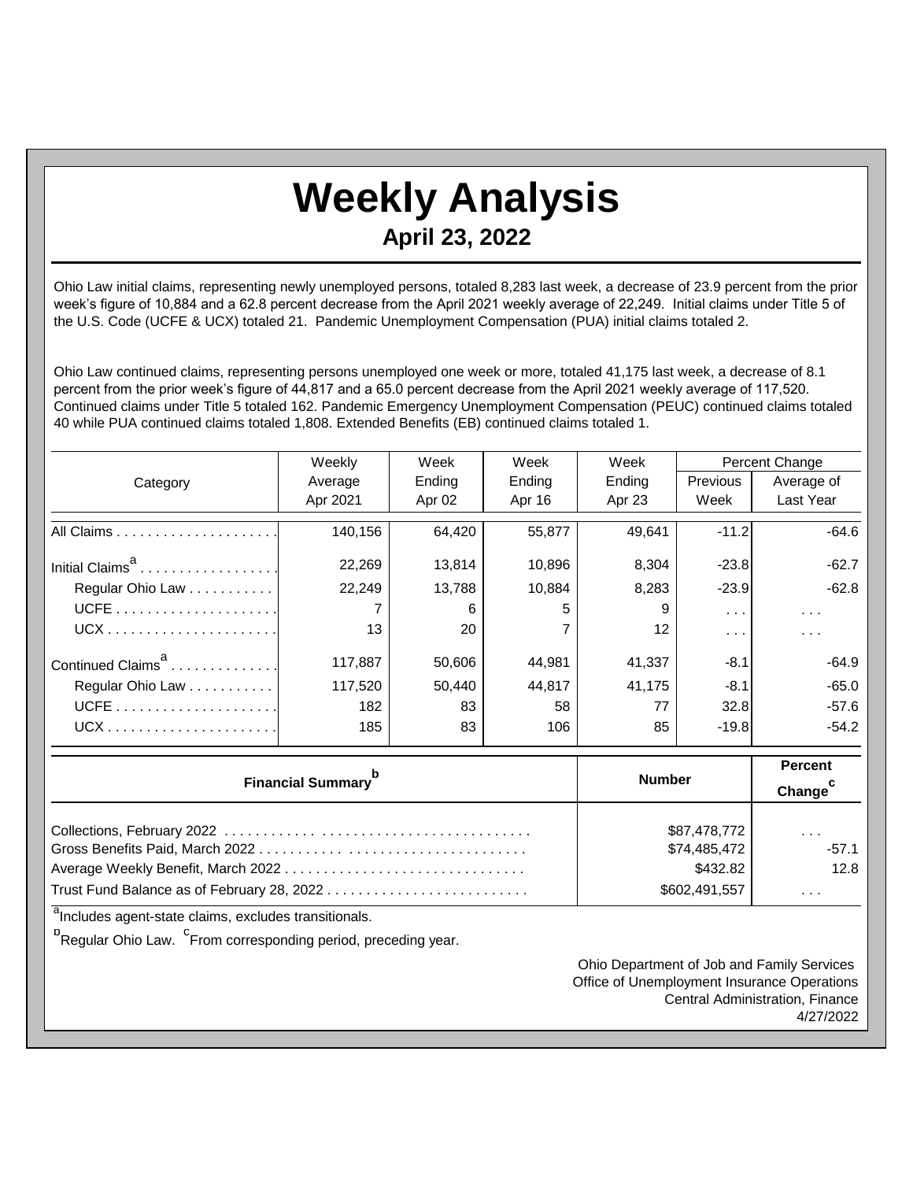# Weekly Analysis

## April 23, 2022

Ohio Law initial claims, representing newly unemployed persons, totaled 8,283 last week, a decrease of 23.9 percent from the prior week's figure of 10,884 and a 62.8 percent decrease from the April 2021 weekly average of 22,249. Initial claims under Title 5 of the U.S. Code (UCFE & UCX) totaled 21. Pandemic Unemployment Compensation (PUA) initial claims totaled 2.

Ohio Law continued claims, representing persons unemployed one week or more, totaled 41,175 last week, a decrease of 8.1 percent from the prior week's figure of 44,817 and a 65.0 percent decrease from the April 2021 weekly average of 117,520. Continued claims under Title 5 totaled 162. Pandemic Emergency Unemployment Compensation (PEUC) continued claims totaled 40 while PUA continued claims totaled 1,808. Extended Benefits (EB) continued claims totaled 1.

| Category | Weekly Average Apr 2021 | Week Ending Apr 02 | Week Ending Apr 16 | Week Ending Apr 23 | Percent Change Previous Week | Percent Change Average of Last Year |
|---|---|---|---|---|---|---|
| All Claims | 140,156 | 64,420 | 55,877 | 49,641 | -11.2 | -64.6 |
| Initial Claims[a] | 22,269 | 13,814 | 10,896 | 8,304 | -23.8 | -62.7 |
| Regular Ohio Law | 22,249 | 13,788 | 10,884 | 8,283 | -23.9 | -62.8 |
| UCFE | 7 | 6 | 5 | 9 | . . . | . . . |
| UCX | 13 | 20 | 7 | 12 | . . . | . . . |
| Continued Claims[a] | 117,887 | 50,606 | 44,981 | 41,337 | -8.1 | -64.9 |
| Regular Ohio Law | 117,520 | 50,440 | 44,817 | 41,175 | -8.1 | -65.0 |
| UCFE | 182 | 83 | 58 | 77 | 32.8 | -57.6 |
| UCX | 185 | 83 | 106 | 85 | -19.8 | -54.2 |

| Financial Summary[b] | Number | Percent Change[c] |
|---|---|---|
| Collections, February 2022 | $87,478,772 | . . . |
| Gross Benefits Paid, March 2022 | $74,485,472 | -57.1 |
| Average Weekly Benefit, March 2022 | $432.82 | 12.8 |
| Trust Fund Balance as of February 28, 2022 | $602,491,557 | . . . |

[a]Includes agent-state claims, excludes transitionals.

[b]Regular Ohio Law. [c]From corresponding period, preceding year.

Ohio Department of Job and Family Services
Office of Unemployment Insurance Operations
Central Administration, Finance
4/27/2022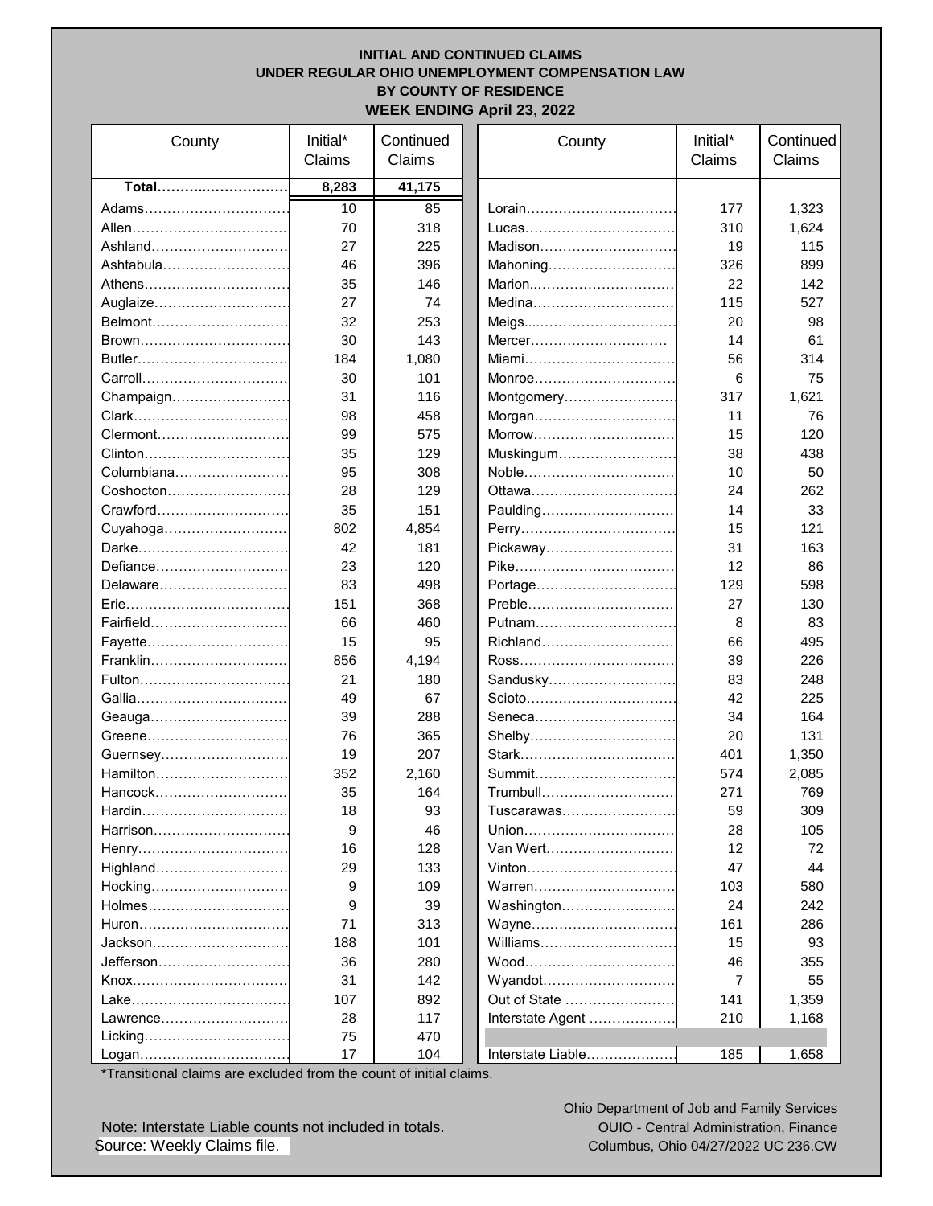**INITIAL AND CONTINUED CLAIMS**
**UNDER REGULAR OHIO UNEMPLOYMENT COMPENSATION LAW**
**BY COUNTY OF RESIDENCE**
**WEEK ENDING April 23, 2022**

| County | Initial* Claims | Continued Claims | County | Initial* Claims | Continued Claims |
|---|---|---|---|---|---|
| **Total** | **8,283** | **41,175** | | | |
| Adams | 10 | 85 | Lorain | 177 | 1,323 |
| Allen | 70 | 318 | Lucas | 310 | 1,624 |
| Ashland | 27 | 225 | Madison | 19 | 115 |
| Ashtabula | 46 | 396 | Mahoning | 326 | 899 |
| Athens | 35 | 146 | Marion | 22 | 142 |
| Auglaize | 27 | 74 | Medina | 115 | 527 |
| Belmont | 32 | 253 | Meigs | 20 | 98 |
| Brown | 30 | 143 | Mercer | 14 | 61 |
| Butler | 184 | 1,080 | Miami | 56 | 314 |
| Carroll | 30 | 101 | Monroe | 6 | 75 |
| Champaign | 31 | 116 | Montgomery | 317 | 1,621 |
| Clark | 98 | 458 | Morgan | 11 | 76 |
| Clermont | 99 | 575 | Morrow | 15 | 120 |
| Clinton | 35 | 129 | Muskingum | 38 | 438 |
| Columbiana | 95 | 308 | Noble | 10 | 50 |
| Coshocton | 28 | 129 | Ottawa | 24 | 262 |
| Crawford | 35 | 151 | Paulding | 14 | 33 |
| Cuyahoga | 802 | 4,854 | Perry | 15 | 121 |
| Darke | 42 | 181 | Pickaway | 31 | 163 |
| Defiance | 23 | 120 | Pike | 12 | 86 |
| Delaware | 83 | 498 | Portage | 129 | 598 |
| Erie | 151 | 368 | Preble | 27 | 130 |
| Fairfield | 66 | 460 | Putnam | 8 | 83 |
| Fayette | 15 | 95 | Richland | 66 | 495 |
| Franklin | 856 | 4,194 | Ross | 39 | 226 |
| Fulton | 21 | 180 | Sandusky | 83 | 248 |
| Gallia | 49 | 67 | Scioto | 42 | 225 |
| Geauga | 39 | 288 | Seneca | 34 | 164 |
| Greene | 76 | 365 | Shelby | 20 | 131 |
| Guernsey | 19 | 207 | Stark | 401 | 1,350 |
| Hamilton | 352 | 2,160 | Summit | 574 | 2,085 |
| Hancock | 35 | 164 | Trumbull | 271 | 769 |
| Hardin | 18 | 93 | Tuscarawas | 59 | 309 |
| Harrison | 9 | 46 | Union | 28 | 105 |
| Henry | 16 | 128 | Van Wert | 12 | 72 |
| Highland | 29 | 133 | Vinton | 47 | 44 |
| Hocking | 9 | 109 | Warren | 103 | 580 |
| Holmes | 9 | 39 | Washington | 24 | 242 |
| Huron | 71 | 313 | Wayne | 161 | 286 |
| Jackson | 188 | 101 | Williams | 15 | 93 |
| Jefferson | 36 | 280 | Wood | 46 | 355 |
| Knox | 31 | 142 | Wyandot | 7 | 55 |
| Lake | 107 | 892 | Out of State | 141 | 1,359 |
| Lawrence | 28 | 117 | Interstate Agent | 210 | 1,168 |
| Licking | 75 | 470 | | | |
| Logan | 17 | 104 | Interstate Liable | 185 | 1,658 |

*Transitional claims are excluded from the count of initial claims.

Note: Interstate Liable counts not included in totals.
Source: Weekly Claims file.

Ohio Department of Job and Family Services
OUIO - Central Administration, Finance
Columbus, Ohio 04/27/2022 UC 236.CW